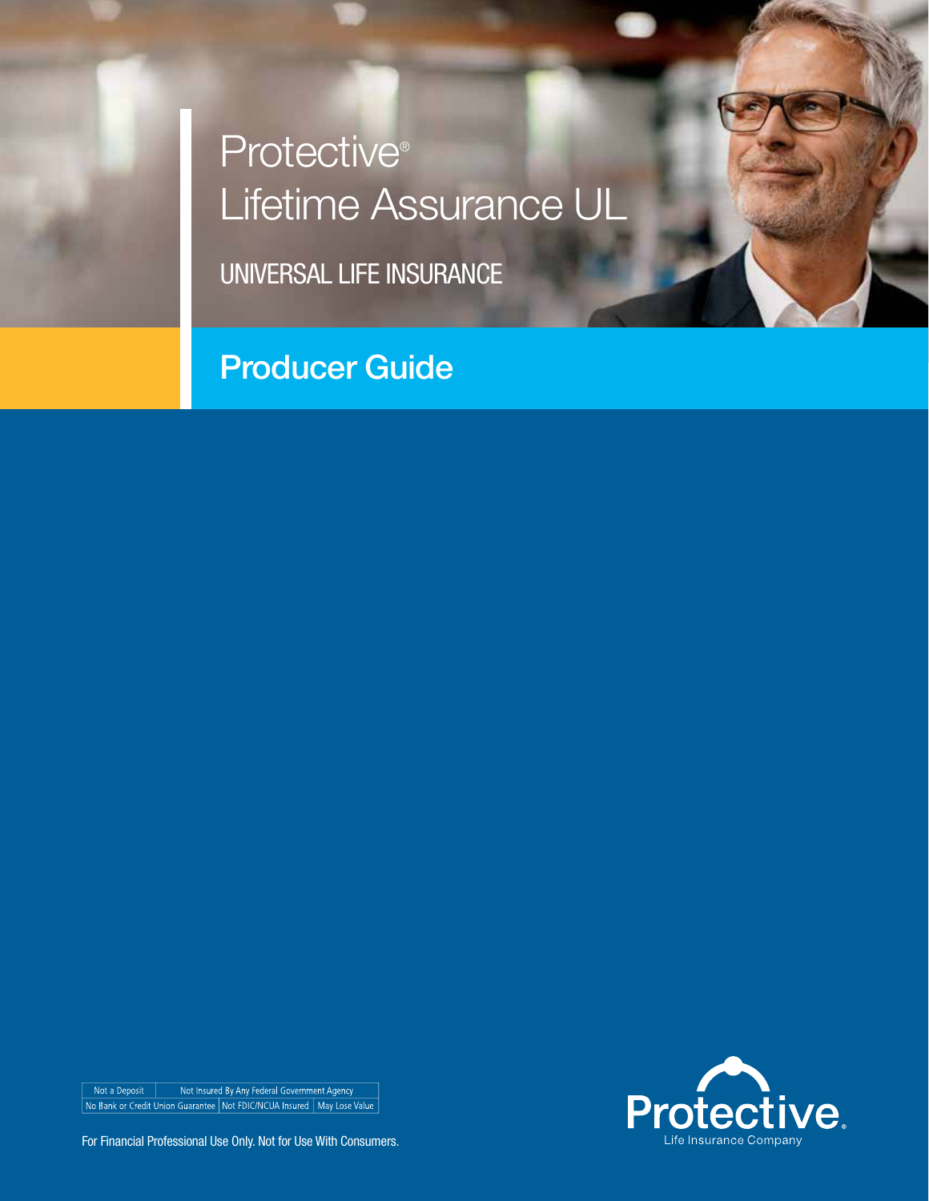# Protective® Lifetime Assurance UL

UNIVERSAL LIFE INSURANCE

## Producer Guide

| Not a Deposit | Not Insured By Any Federal Government Agency | |
|---|---|---|
| No Bank or Credit Union Guarantee | Not FDIC/NCUA Insured | May Lose Value |

For Financial Professional Use Only. Not for Use With Consumers.

Protective® Life Insurance Company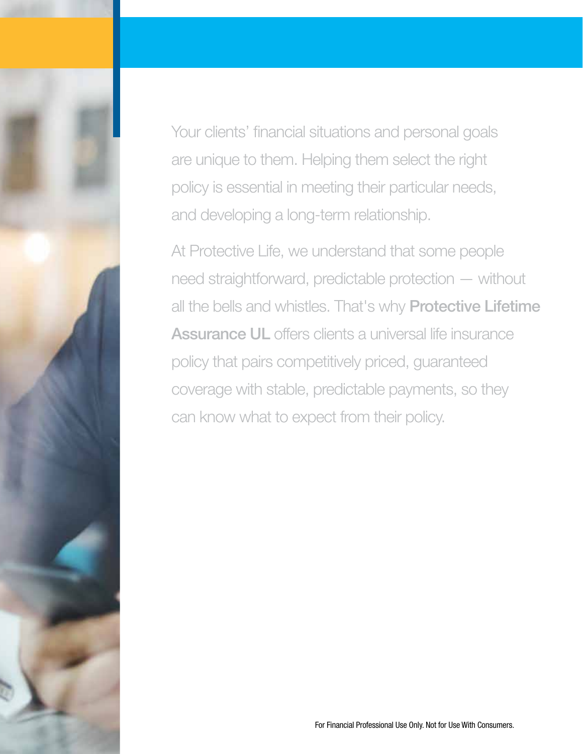Your clients' financial situations and personal goals are unique to them. Helping them select the right policy is essential in meeting their particular needs, and developing a long-term relationship.

At Protective Life, we understand that some people need straightforward, predictable protection — without all the bells and whistles. That's why **Protective Lifetime Assurance UL** offers clients a universal life insurance policy that pairs competitively priced, guaranteed coverage with stable, predictable payments, so they can know what to expect from their policy.

For Financial Professional Use Only. Not for Use With Consumers.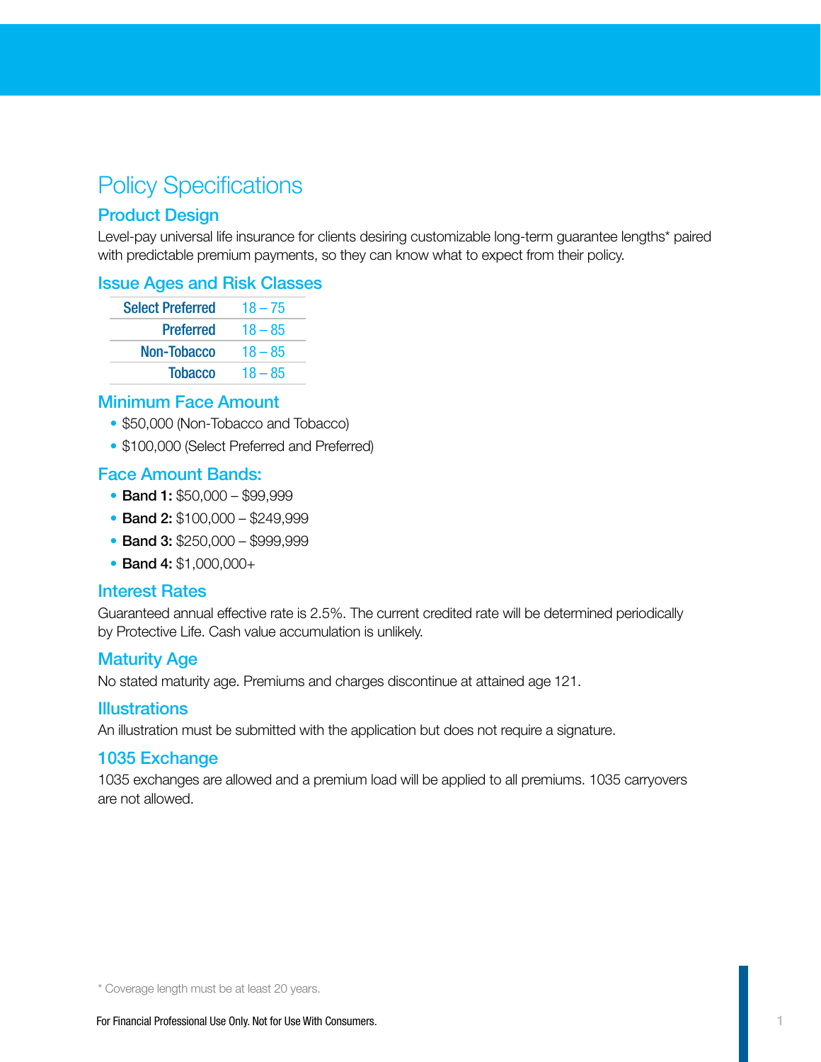# Policy Specifications

## Product Design

Level-pay universal life insurance for clients desiring customizable long-term guarantee lengths* paired with predictable premium payments, so they can know what to expect from their policy.

## Issue Ages and Risk Classes

| Risk Class | Issue Ages |
|---|---|
| Select Preferred | 18 – 75 |
| Preferred | 18 – 85 |
| Non-Tobacco | 18 – 85 |
| Tobacco | 18 – 85 |

## Minimum Face Amount

- $50,000 (Non-Tobacco and Tobacco)
- $100,000 (Select Preferred and Preferred)

## Face Amount Bands:

- **Band 1:** $50,000 – $99,999
- **Band 2:** $100,000 – $249,999
- **Band 3:** $250,000 – $999,999
- **Band 4:** $1,000,000+

## Interest Rates

Guaranteed annual effective rate is 2.5%. The current credited rate will be determined periodically by Protective Life. Cash value accumulation is unlikely.

## Maturity Age

No stated maturity age. Premiums and charges discontinue at attained age 121.

## Illustrations

An illustration must be submitted with the application but does not require a signature.

## 1035 Exchange

1035 exchanges are allowed and a premium load will be applied to all premiums. 1035 carryovers are not allowed.

\* Coverage length must be at least 20 years.

For Financial Professional Use Only. Not for Use With Consumers.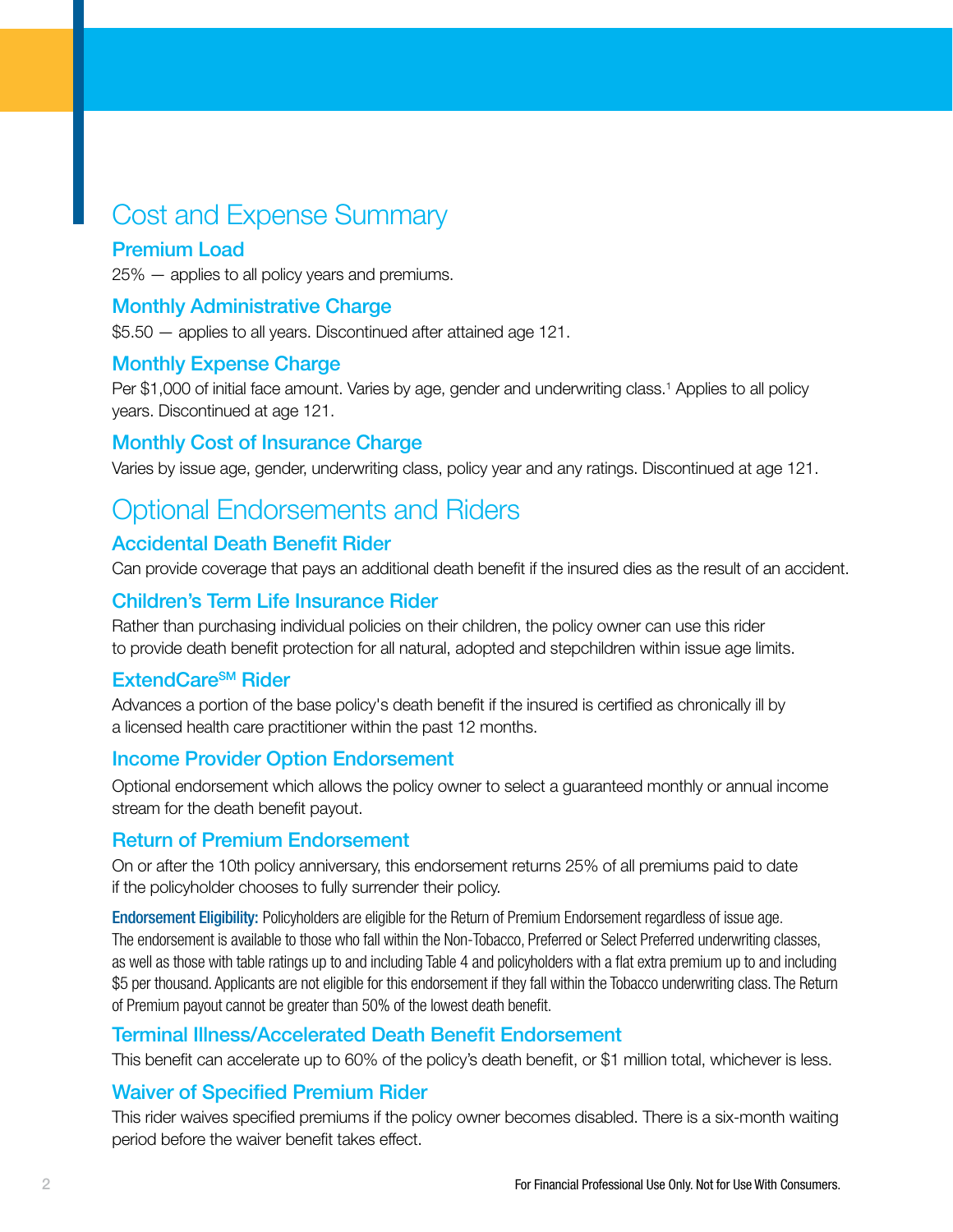## Cost and Expense Summary

### Premium Load

25% — applies to all policy years and premiums.

### Monthly Administrative Charge

$5.50 — applies to all years. Discontinued after attained age 121.

### Monthly Expense Charge

Per $1,000 of initial face amount. Varies by age, gender and underwriting class.[1] Applies to all policy years. Discontinued at age 121.

### Monthly Cost of Insurance Charge

Varies by issue age, gender, underwriting class, policy year and any ratings. Discontinued at age 121.

## Optional Endorsements and Riders

### Accidental Death Benefit Rider

Can provide coverage that pays an additional death benefit if the insured dies as the result of an accident.

### Children's Term Life Insurance Rider

Rather than purchasing individual policies on their children, the policy owner can use this rider to provide death benefit protection for all natural, adopted and stepchildren within issue age limits.

### ExtendCare℠ Rider

Advances a portion of the base policy's death benefit if the insured is certified as chronically ill by a licensed health care practitioner within the past 12 months.

### Income Provider Option Endorsement

Optional endorsement which allows the policy owner to select a guaranteed monthly or annual income stream for the death benefit payout.

### Return of Premium Endorsement

On or after the 10th policy anniversary, this endorsement returns 25% of all premiums paid to date if the policyholder chooses to fully surrender their policy.

**Endorsement Eligibility:** Policyholders are eligible for the Return of Premium Endorsement regardless of issue age. The endorsement is available to those who fall within the Non-Tobacco, Preferred or Select Preferred underwriting classes, as well as those with table ratings up to and including Table 4 and policyholders with a flat extra premium up to and including $5 per thousand. Applicants are not eligible for this endorsement if they fall within the Tobacco underwriting class. The Return of Premium payout cannot be greater than 50% of the lowest death benefit.

### Terminal Illness/Accelerated Death Benefit Endorsement

This benefit can accelerate up to 60% of the policy's death benefit, or $1 million total, whichever is less.

### Waiver of Specified Premium Rider

This rider waives specified premiums if the policy owner becomes disabled. There is a six-month waiting period before the waiver benefit takes effect.

For Financial Professional Use Only. Not for Use With Consumers.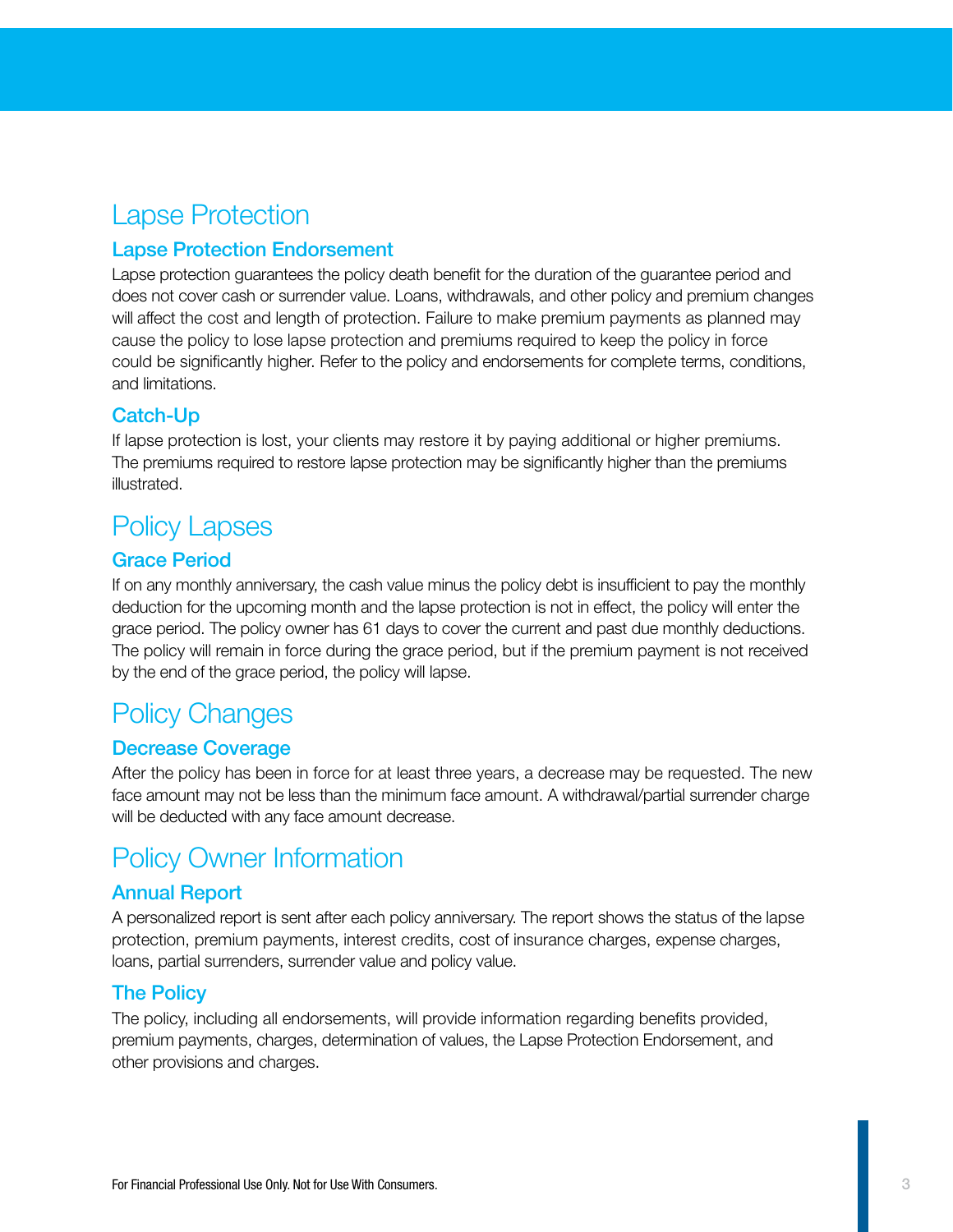## Lapse Protection

### Lapse Protection Endorsement

Lapse protection guarantees the policy death benefit for the duration of the guarantee period and does not cover cash or surrender value. Loans, withdrawals, and other policy and premium changes will affect the cost and length of protection. Failure to make premium payments as planned may cause the policy to lose lapse protection and premiums required to keep the policy in force could be significantly higher. Refer to the policy and endorsements for complete terms, conditions, and limitations.

### Catch-Up

If lapse protection is lost, your clients may restore it by paying additional or higher premiums. The premiums required to restore lapse protection may be significantly higher than the premiums illustrated.

## Policy Lapses

### Grace Period

If on any monthly anniversary, the cash value minus the policy debt is insufficient to pay the monthly deduction for the upcoming month and the lapse protection is not in effect, the policy will enter the grace period. The policy owner has 61 days to cover the current and past due monthly deductions. The policy will remain in force during the grace period, but if the premium payment is not received by the end of the grace period, the policy will lapse.

## Policy Changes

### Decrease Coverage

After the policy has been in force for at least three years, a decrease may be requested. The new face amount may not be less than the minimum face amount. A withdrawal/partial surrender charge will be deducted with any face amount decrease.

## Policy Owner Information

### Annual Report

A personalized report is sent after each policy anniversary. The report shows the status of the lapse protection, premium payments, interest credits, cost of insurance charges, expense charges, loans, partial surrenders, surrender value and policy value.

### The Policy

The policy, including all endorsements, will provide information regarding benefits provided, premium payments, charges, determination of values, the Lapse Protection Endorsement, and other provisions and charges.

For Financial Professional Use Only. Not for Use With Consumers.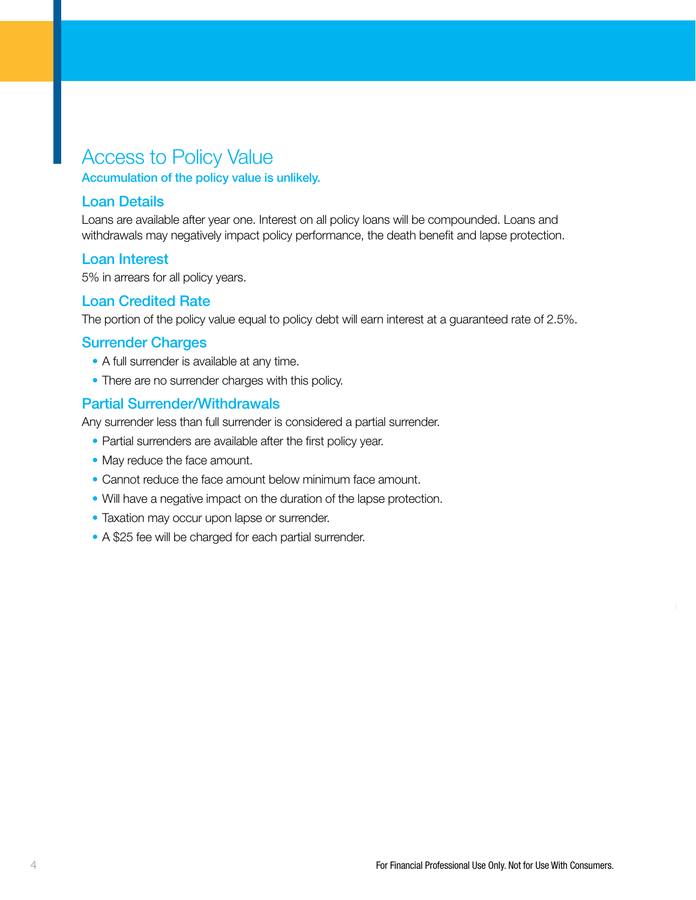# Access to Policy Value

**Accumulation of the policy value is unlikely.**

## Loan Details

Loans are available after year one. Interest on all policy loans will be compounded. Loans and withdrawals may negatively impact policy performance, the death benefit and lapse protection.

## Loan Interest

5% in arrears for all policy years.

## Loan Credited Rate

The portion of the policy value equal to policy debt will earn interest at a guaranteed rate of 2.5%.

## Surrender Charges

- A full surrender is available at any time.
- There are no surrender charges with this policy.

## Partial Surrender/Withdrawals

Any surrender less than full surrender is considered a partial surrender.

- Partial surrenders are available after the first policy year.
- May reduce the face amount.
- Cannot reduce the face amount below minimum face amount.
- Will have a negative impact on the duration of the lapse protection.
- Taxation may occur upon lapse or surrender.
- A $25 fee will be charged for each partial surrender.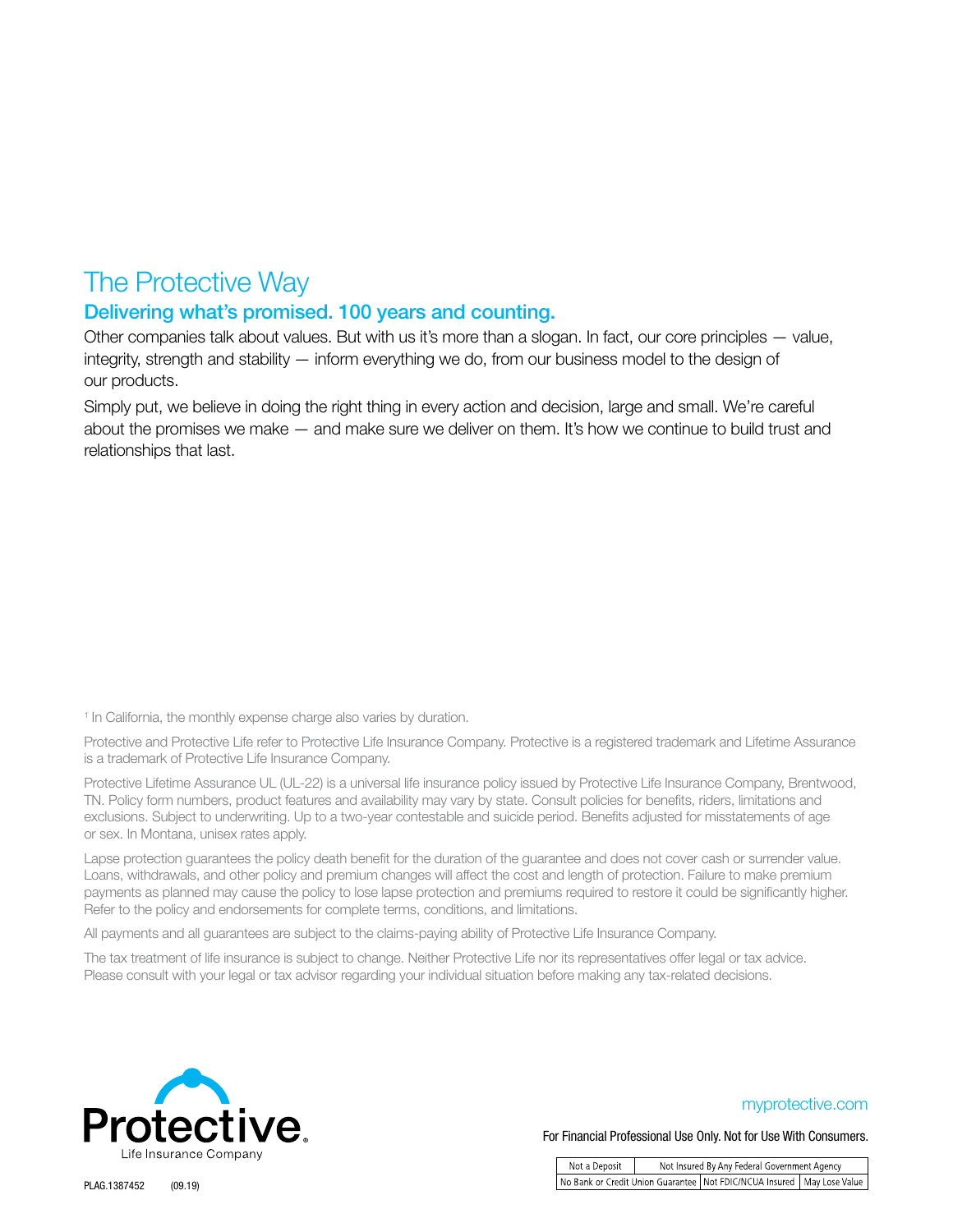# The Protective Way

## Delivering what's promised. 100 years and counting.

Other companies talk about values. But with us it's more than a slogan. In fact, our core principles — value, integrity, strength and stability — inform everything we do, from our business model to the design of our products.

Simply put, we believe in doing the right thing in every action and decision, large and small. We're careful about the promises we make — and make sure we deliver on them. It's how we continue to build trust and relationships that last.

[1] In California, the monthly expense charge also varies by duration.

Protective and Protective Life refer to Protective Life Insurance Company. Protective is a registered trademark and Lifetime Assurance is a trademark of Protective Life Insurance Company.

Protective Lifetime Assurance UL (UL-22) is a universal life insurance policy issued by Protective Life Insurance Company, Brentwood, TN. Policy form numbers, product features and availability may vary by state. Consult policies for benefits, riders, limitations and exclusions. Subject to underwriting. Up to a two-year contestable and suicide period. Benefits adjusted for misstatements of age or sex. In Montana, unisex rates apply.

Lapse protection guarantees the policy death benefit for the duration of the guarantee and does not cover cash or surrender value. Loans, withdrawals, and other policy and premium changes will affect the cost and length of protection. Failure to make premium payments as planned may cause the policy to lose lapse protection and premiums required to restore it could be significantly higher. Refer to the policy and endorsements for complete terms, conditions, and limitations.

All payments and all guarantees are subject to the claims-paying ability of Protective Life Insurance Company.

The tax treatment of life insurance is subject to change. Neither Protective Life nor its representatives offer legal or tax advice. Please consult with your legal or tax advisor regarding your individual situation before making any tax-related decisions.

Protective. Life Insurance Company

myprotective.com

For Financial Professional Use Only. Not for Use With Consumers.

| | | |
|---|---|---|
| Not a Deposit | Not Insured By Any Federal Government Agency | |
| No Bank or Credit Union Guarantee | Not FDIC/NCUA Insured | May Lose Value |

PLAG.1387452 (09.19)